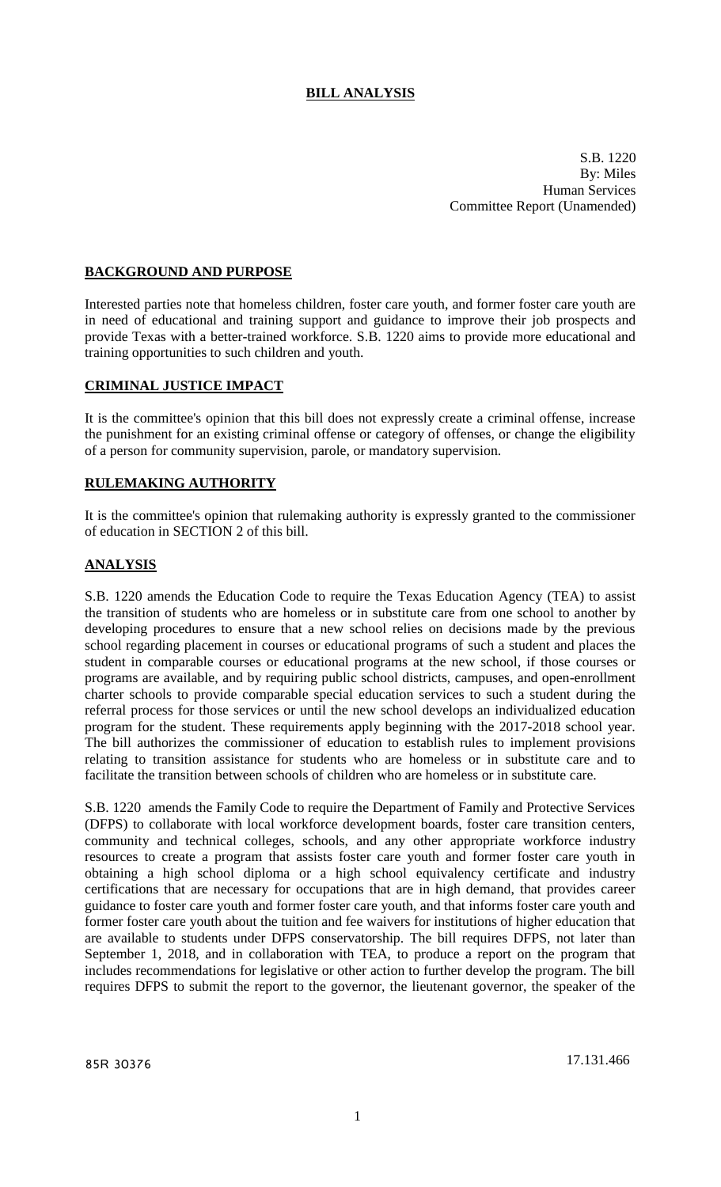# BILL ANALYSIS

S.B. 1220
By: Miles
Human Services
Committee Report (Unamended)

## BACKGROUND AND PURPOSE

Interested parties note that homeless children, foster care youth, and former foster care youth are in need of educational and training support and guidance to improve their job prospects and provide Texas with a better-trained workforce. S.B. 1220 aims to provide more educational and training opportunities to such children and youth.

## CRIMINAL JUSTICE IMPACT

It is the committee's opinion that this bill does not expressly create a criminal offense, increase the punishment for an existing criminal offense or category of offenses, or change the eligibility of a person for community supervision, parole, or mandatory supervision.

## RULEMAKING AUTHORITY

It is the committee's opinion that rulemaking authority is expressly granted to the commissioner of education in SECTION 2 of this bill.

## ANALYSIS

S.B. 1220 amends the Education Code to require the Texas Education Agency (TEA) to assist the transition of students who are homeless or in substitute care from one school to another by developing procedures to ensure that a new school relies on decisions made by the previous school regarding placement in courses or educational programs of such a student and places the student in comparable courses or educational programs at the new school, if those courses or programs are available, and by requiring public school districts, campuses, and open-enrollment charter schools to provide comparable special education services to such a student during the referral process for those services or until the new school develops an individualized education program for the student. These requirements apply beginning with the 2017-2018 school year. The bill authorizes the commissioner of education to establish rules to implement provisions relating to transition assistance for students who are homeless or in substitute care and to facilitate the transition between schools of children who are homeless or in substitute care.

S.B. 1220 amends the Family Code to require the Department of Family and Protective Services (DFPS) to collaborate with local workforce development boards, foster care transition centers, community and technical colleges, schools, and any other appropriate workforce industry resources to create a program that assists foster care youth and former foster care youth in obtaining a high school diploma or a high school equivalency certificate and industry certifications that are necessary for occupations that are in high demand, that provides career guidance to foster care youth and former foster care youth, and that informs foster care youth and former foster care youth about the tuition and fee waivers for institutions of higher education that are available to students under DFPS conservatorship. The bill requires DFPS, not later than September 1, 2018, and in collaboration with TEA, to produce a report on the program that includes recommendations for legislative or other action to further develop the program. The bill requires DFPS to submit the report to the governor, the lieutenant governor, the speaker of the

85R 30376 17.131.466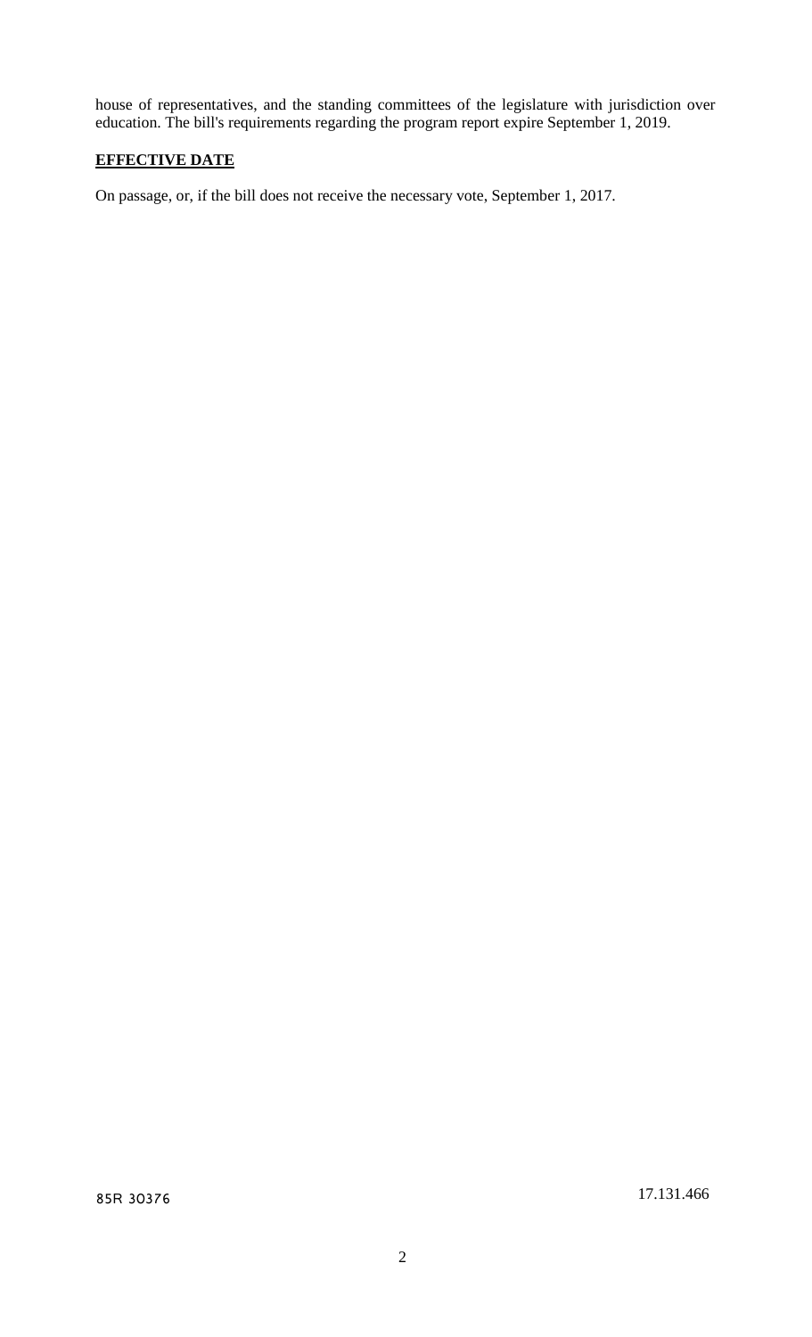house of representatives, and the standing committees of the legislature with jurisdiction over education. The bill's requirements regarding the program report expire September 1, 2019.

**EFFECTIVE DATE**

On passage, or, if the bill does not receive the necessary vote, September 1, 2017.

85R 30376 17.131.466